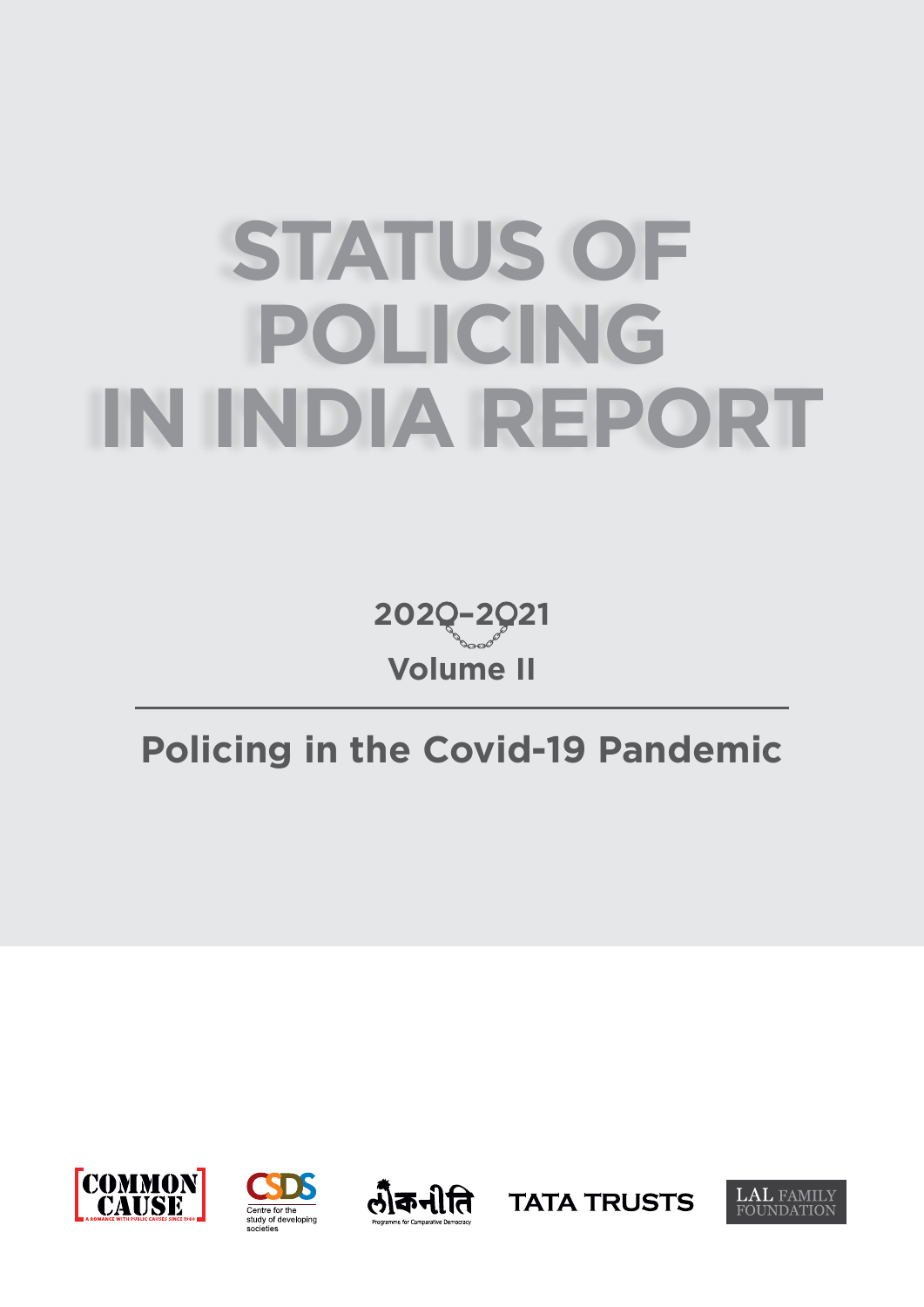# STATUS OF POLICING IN INDIA REPORT

2020–2021

Volume II

## Policing in the Covid-19 Pandemic

COMMON CAUSE
A ROMANCE WITH PUBLIC CAUSES SINCE 1980

CSDS
Centre for the study of developing societies

लोकनीति
Programme for Comparative Democracy

TATA TRUSTS

LAL FAMILY FOUNDATION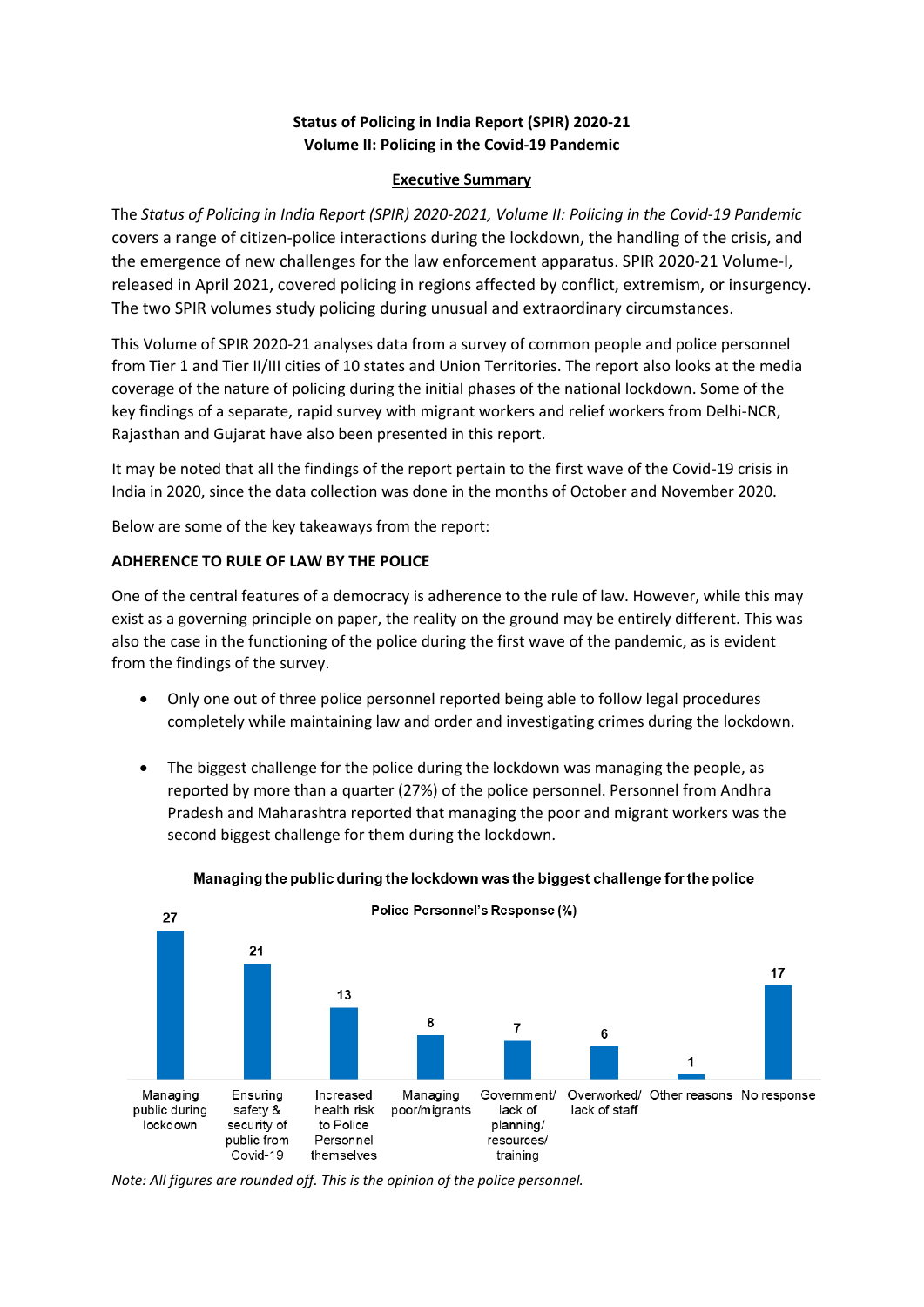**Status of Policing in India Report (SPIR) 2020-21**
**Volume II: Policing in the Covid-19 Pandemic**

## Executive Summary

The *Status of Policing in India Report (SPIR) 2020-2021, Volume II: Policing in the Covid-19 Pandemic* covers a range of citizen-police interactions during the lockdown, the handling of the crisis, and the emergence of new challenges for the law enforcement apparatus. SPIR 2020-21 Volume-I, released in April 2021, covered policing in regions affected by conflict, extremism, or insurgency. The two SPIR volumes study policing during unusual and extraordinary circumstances.

This Volume of SPIR 2020-21 analyses data from a survey of common people and police personnel from Tier 1 and Tier II/III cities of 10 states and Union Territories. The report also looks at the media coverage of the nature of policing during the initial phases of the national lockdown. Some of the key findings of a separate, rapid survey with migrant workers and relief workers from Delhi-NCR, Rajasthan and Gujarat have also been presented in this report.

It may be noted that all the findings of the report pertain to the first wave of the Covid-19 crisis in India in 2020, since the data collection was done in the months of October and November 2020.

Below are some of the key takeaways from the report:

### ADHERENCE TO RULE OF LAW BY THE POLICE

One of the central features of a democracy is adherence to the rule of law. However, while this may exist as a governing principle on paper, the reality on the ground may be entirely different. This was also the case in the functioning of the police during the first wave of the pandemic, as is evident from the findings of the survey.

- Only one out of three police personnel reported being able to follow legal procedures completely while maintaining law and order and investigating crimes during the lockdown.
- The biggest challenge for the police during the lockdown was managing the people, as reported by more than a quarter (27%) of the police personnel. Personnel from Andhra Pradesh and Maharashtra reported that managing the poor and migrant workers was the second biggest challenge for them during the lockdown.

**Managing the public during the lockdown was the biggest challenge for the police**

Police Personnel's Response (%)

| Challenge | % |
|---|---|
| Managing public during lockdown | 27 |
| Ensuring safety & security of public from Covid-19 | 21 |
| Increased health risk to Police Personnel themselves | 13 |
| Managing poor/migrants | 8 |
| Government/ lack of planning/ resources/ training | 7 |
| Overworked/ lack of staff | 6 |
| Other reasons | 1 |
| No response | 17 |

*Note: All figures are rounded off. This is the opinion of the police personnel.*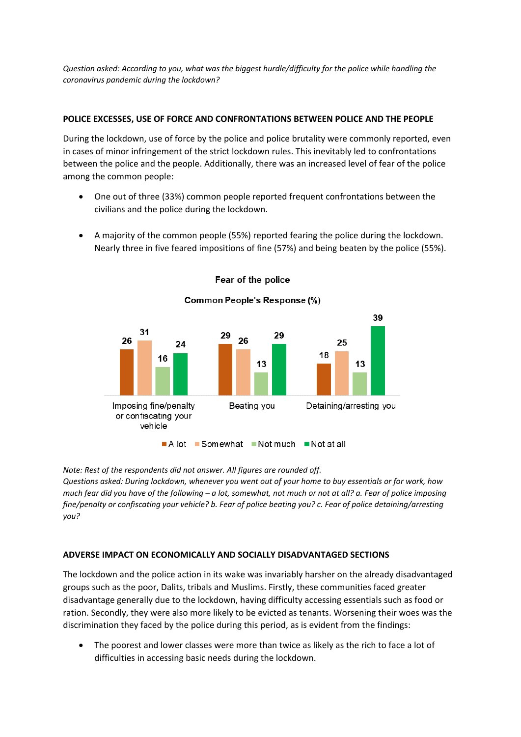*Question asked: According to you, what was the biggest hurdle/difficulty for the police while handling the coronavirus pandemic during the lockdown?*

## POLICE EXCESSES, USE OF FORCE AND CONFRONTATIONS BETWEEN POLICE AND THE PEOPLE

During the lockdown, use of force by the police and police brutality were commonly reported, even in cases of minor infringement of the strict lockdown rules. This inevitably led to confrontations between the police and the people. Additionally, there was an increased level of fear of the police among the common people:

- One out of three (33%) common people reported frequent confrontations between the civilians and the police during the lockdown.
- A majority of the common people (55%) reported fearing the police during the lockdown. Nearly three in five feared impositions of fine (57%) and being beaten by the police (55%).

**Fear of the police**

**Common People's Response (%)**

| | A lot | Somewhat | Not much | Not at all |
|---|---|---|---|---|
| Imposing fine/penalty or confiscating your vehicle | 26 | 31 | 16 | 24 |
| Beating you | 29 | 26 | 13 | 29 |
| Detaining/arresting you | 18 | 25 | 13 | 39 |

*Note: Rest of the respondents did not answer. All figures are rounded off.*
*Questions asked: During lockdown, whenever you went out of your home to buy essentials or for work, how much fear did you have of the following – a lot, somewhat, not much or not at all? a. Fear of police imposing fine/penalty or confiscating your vehicle? b. Fear of police beating you? c. Fear of police detaining/arresting you?*

## ADVERSE IMPACT ON ECONOMICALLY AND SOCIALLY DISADVANTAGED SECTIONS

The lockdown and the police action in its wake was invariably harsher on the already disadvantaged groups such as the poor, Dalits, tribals and Muslims. Firstly, these communities faced greater disadvantage generally due to the lockdown, having difficulty accessing essentials such as food or ration. Secondly, they were also more likely to be evicted as tenants. Worsening their woes was the discrimination they faced by the police during this period, as is evident from the findings:

- The poorest and lower classes were more than twice as likely as the rich to face a lot of difficulties in accessing basic needs during the lockdown.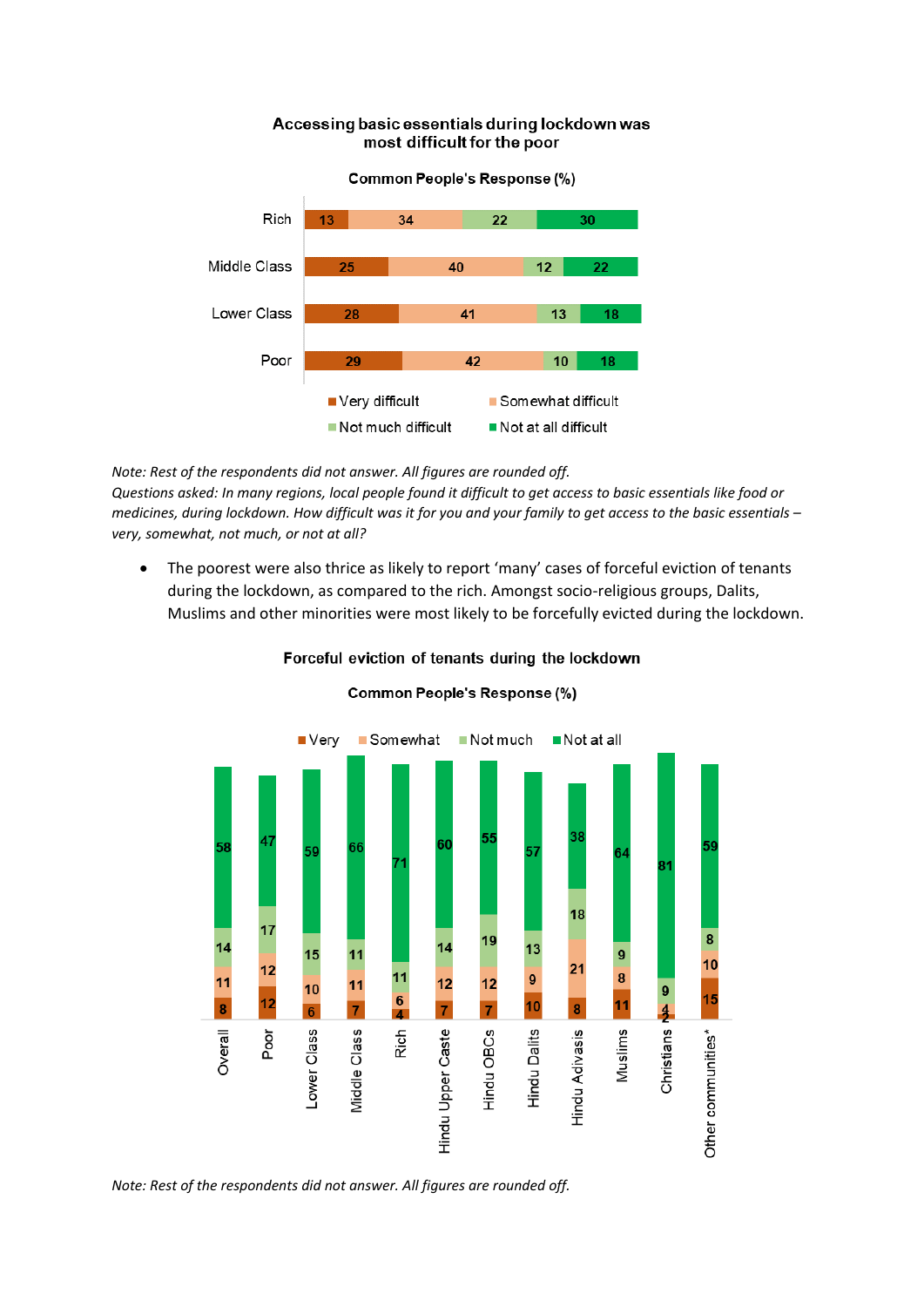**Accessing basic essentials during lockdown was most difficult for the poor**

**Common People's Response (%)**

| | Very difficult | Somewhat difficult | Not much difficult | Not at all difficult |
|---|---|---|---|---|
| Rich | 13 | 34 | 22 | 30 |
| Middle Class | 25 | 40 | 12 | 22 |
| Lower Class | 28 | 41 | 13 | 18 |
| Poor | 29 | 42 | 10 | 18 |

*Note: Rest of the respondents did not answer. All figures are rounded off.*
*Questions asked: In many regions, local people found it difficult to get access to basic essentials like food or medicines, during lockdown. How difficult was it for you and your family to get access to the basic essentials – very, somewhat, not much, or not at all?*

- The poorest were also thrice as likely to report 'many' cases of forceful eviction of tenants during the lockdown, as compared to the rich. Amongst socio-religious groups, Dalits, Muslims and other minorities were most likely to be forcefully evicted during the lockdown.

**Forceful eviction of tenants during the lockdown**

**Common People's Response (%)**

| | Very | Somewhat | Not much | Not at all |
|---|---|---|---|---|
| Overall | 8 | 11 | 14 | 58 |
| Poor | 12 | 12 | 17 | 47 |
| Lower Class | 6 | 10 | 15 | 59 |
| Middle Class | 7 | 11 | 11 | 66 |
| Rich | 4 | 6 | 11 | 71 |
| Hindu Upper Caste | 7 | 12 | 14 | 60 |
| Hindu OBCs | 7 | 12 | 19 | 55 |
| Hindu Dalits | 10 | 9 | 13 | 57 |
| Hindu Adivasis | 8 | 21 | 18 | 38 |
| Muslims | 11 | 8 | 9 | 64 |
| Christians | 2 | 4 | 9 | 81 |
| Other communities* | 15 | 10 | 8 | 59 |

*Note: Rest of the respondents did not answer. All figures are rounded off.*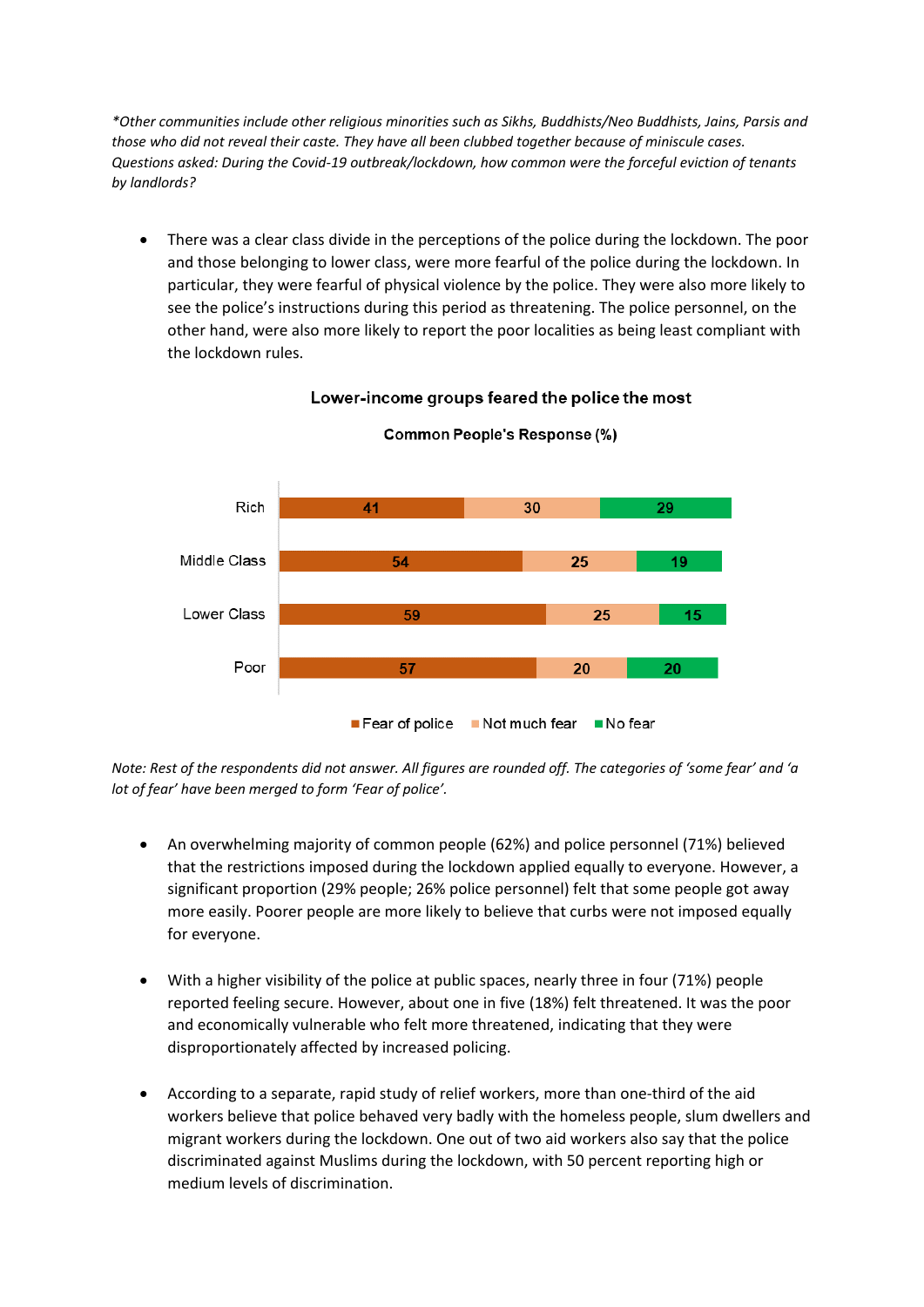*\*Other communities include other religious minorities such as Sikhs, Buddhists/Neo Buddhists, Jains, Parsis and those who did not reveal their caste. They have all been clubbed together because of miniscule cases. Questions asked: During the Covid-19 outbreak/lockdown, how common were the forceful eviction of tenants by landlords?*

- There was a clear class divide in the perceptions of the police during the lockdown. The poor and those belonging to lower class, were more fearful of the police during the lockdown. In particular, they were fearful of physical violence by the police. They were also more likely to see the police's instructions during this period as threatening. The police personnel, on the other hand, were also more likely to report the poor localities as being least compliant with the lockdown rules.

**Lower-income groups feared the police the most**

**Common People's Response (%)**

| | Fear of police | Not much fear | No fear |
|---|---|---|---|
| Rich | 41 | 30 | 29 |
| Middle Class | 54 | 25 | 19 |
| Lower Class | 59 | 25 | 15 |
| Poor | 57 | 20 | 20 |

*Note: Rest of the respondents did not answer. All figures are rounded off. The categories of 'some fear' and 'a lot of fear' have been merged to form 'Fear of police'.*

- An overwhelming majority of common people (62%) and police personnel (71%) believed that the restrictions imposed during the lockdown applied equally to everyone. However, a significant proportion (29% people; 26% police personnel) felt that some people got away more easily. Poorer people are more likely to believe that curbs were not imposed equally for everyone.

- With a higher visibility of the police at public spaces, nearly three in four (71%) people reported feeling secure. However, about one in five (18%) felt threatened. It was the poor and economically vulnerable who felt more threatened, indicating that they were disproportionately affected by increased policing.

- According to a separate, rapid study of relief workers, more than one-third of the aid workers believe that police behaved very badly with the homeless people, slum dwellers and migrant workers during the lockdown. One out of two aid workers also say that the police discriminated against Muslims during the lockdown, with 50 percent reporting high or medium levels of discrimination.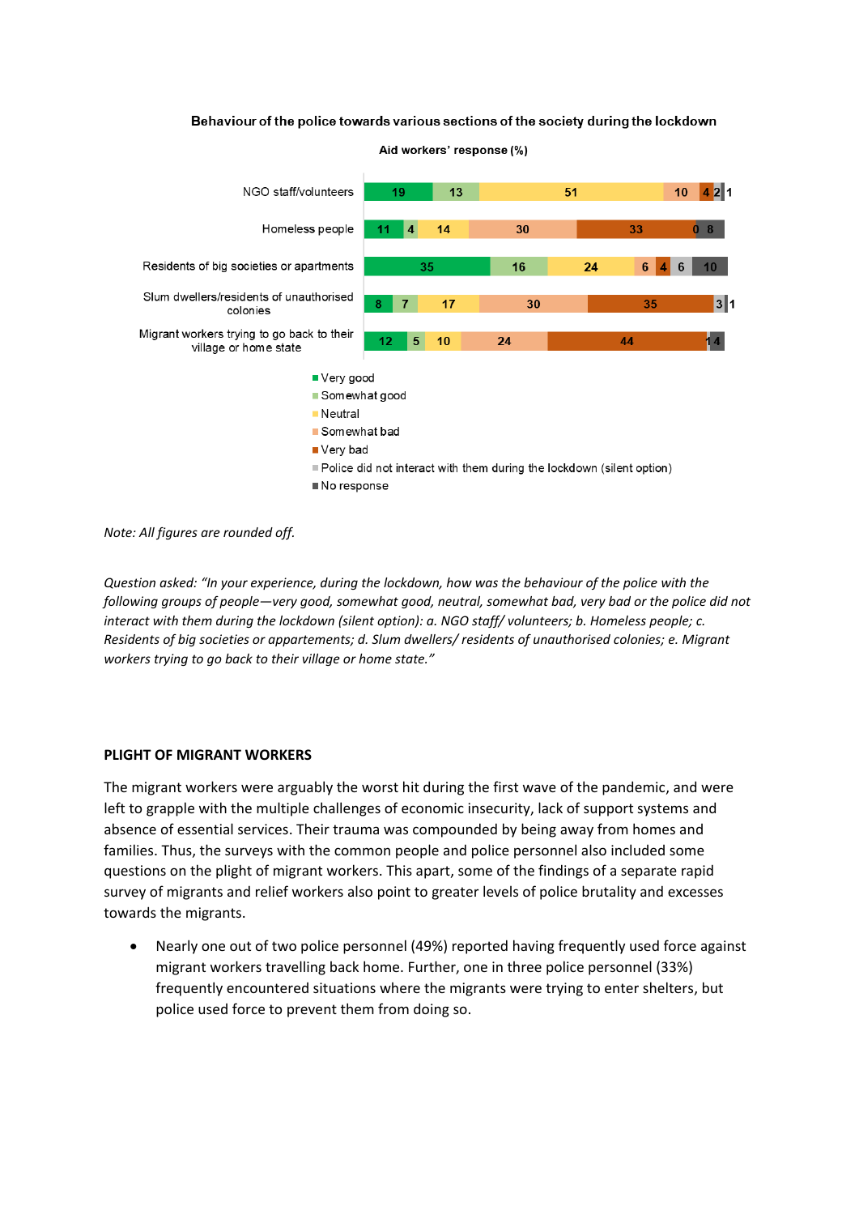**Behaviour of the police towards various sections of the society during the lockdown**

Aid workers' response (%)

| | Very good | Somewhat good | Neutral | Somewhat bad | Very bad | Police did not interact with them during the lockdown (silent option) | No response |
|---|---|---|---|---|---|---|---|
| NGO staff/volunteers | 19 | 13 | 51 | 10 | 4 | 2 | 1 |
| Homeless people | 11 | 4 | 14 | 30 | 33 | 0 | 8 |
| Residents of big societies or apartments | 35 | 16 | 24 | 6 | 4 | 6 | 10 |
| Slum dwellers/residents of unauthorised colonies | 8 | 7 | 17 | 30 | 35 | 3 | 1 |
| Migrant workers trying to go back to their village or home state | 12 | 5 | 10 | 24 | 44 | 1 | 4 |

*Note: All figures are rounded off.*

*Question asked: "In your experience, during the lockdown, how was the behaviour of the police with the following groups of people—very good, somewhat good, neutral, somewhat bad, very bad or the police did not interact with them during the lockdown (silent option): a. NGO staff/ volunteers; b. Homeless people; c. Residents of big societies or appartements; d. Slum dwellers/ residents of unauthorised colonies; e. Migrant workers trying to go back to their village or home state."*

## PLIGHT OF MIGRANT WORKERS

The migrant workers were arguably the worst hit during the first wave of the pandemic, and were left to grapple with the multiple challenges of economic insecurity, lack of support systems and absence of essential services. Their trauma was compounded by being away from homes and families. Thus, the surveys with the common people and police personnel also included some questions on the plight of migrant workers. This apart, some of the findings of a separate rapid survey of migrants and relief workers also point to greater levels of police brutality and excesses towards the migrants.

- Nearly one out of two police personnel (49%) reported having frequently used force against migrant workers travelling back home. Further, one in three police personnel (33%) frequently encountered situations where the migrants were trying to enter shelters, but police used force to prevent them from doing so.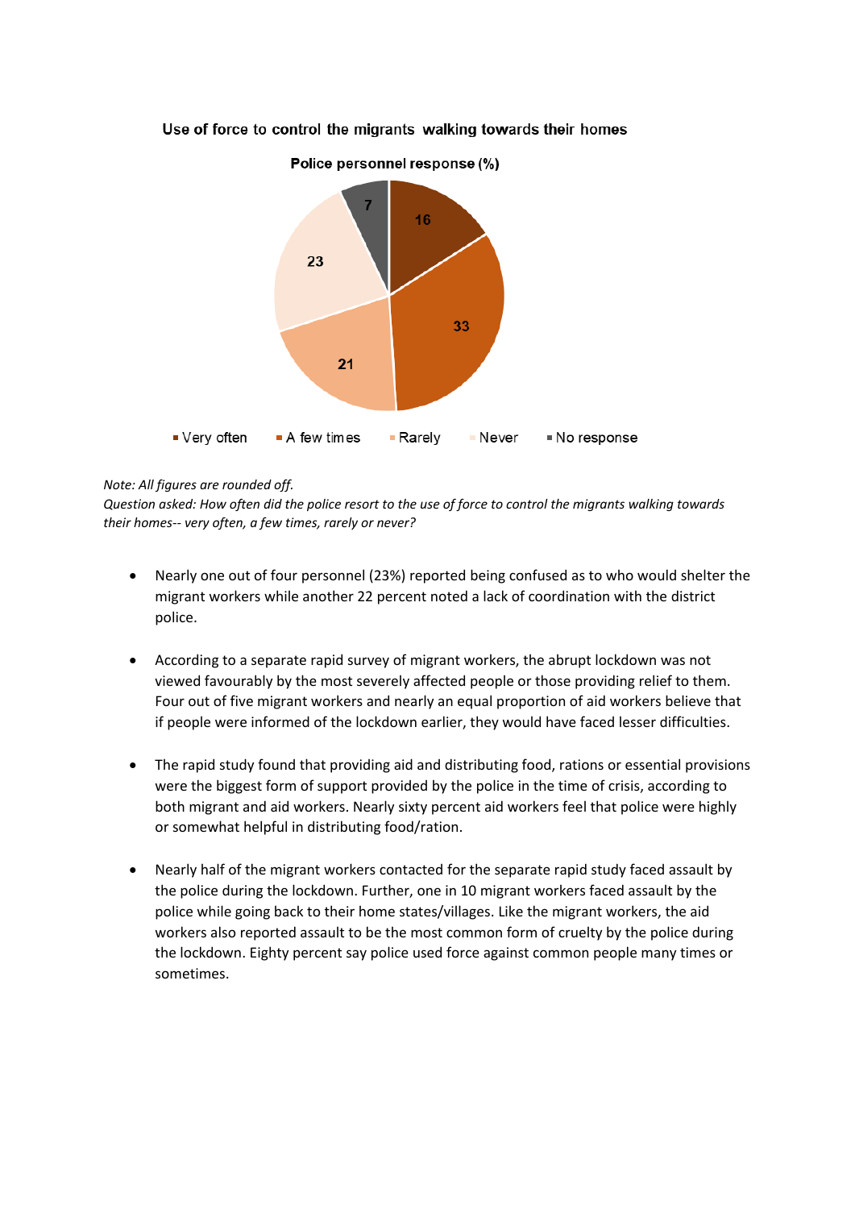**Use of force to control the migrants walking towards their homes**

**Police personnel response (%)**

| Response | % |
|---|---|
| Very often | 16 |
| A few times | 33 |
| Rarely | 21 |
| Never | 23 |
| No response | 7 |

*Note: All figures are rounded off.*
*Question asked: How often did the police resort to the use of force to control the migrants walking towards their homes-- very often, a few times, rarely or never?*

- Nearly one out of four personnel (23%) reported being confused as to who would shelter the migrant workers while another 22 percent noted a lack of coordination with the district police.

- According to a separate rapid survey of migrant workers, the abrupt lockdown was not viewed favourably by the most severely affected people or those providing relief to them. Four out of five migrant workers and nearly an equal proportion of aid workers believe that if people were informed of the lockdown earlier, they would have faced lesser difficulties.

- The rapid study found that providing aid and distributing food, rations or essential provisions were the biggest form of support provided by the police in the time of crisis, according to both migrant and aid workers. Nearly sixty percent aid workers feel that police were highly or somewhat helpful in distributing food/ration.

- Nearly half of the migrant workers contacted for the separate rapid study faced assault by the police during the lockdown. Further, one in 10 migrant workers faced assault by the police while going back to their home states/villages. Like the migrant workers, the aid workers also reported assault to be the most common form of cruelty by the police during the lockdown. Eighty percent say police used force against common people many times or sometimes.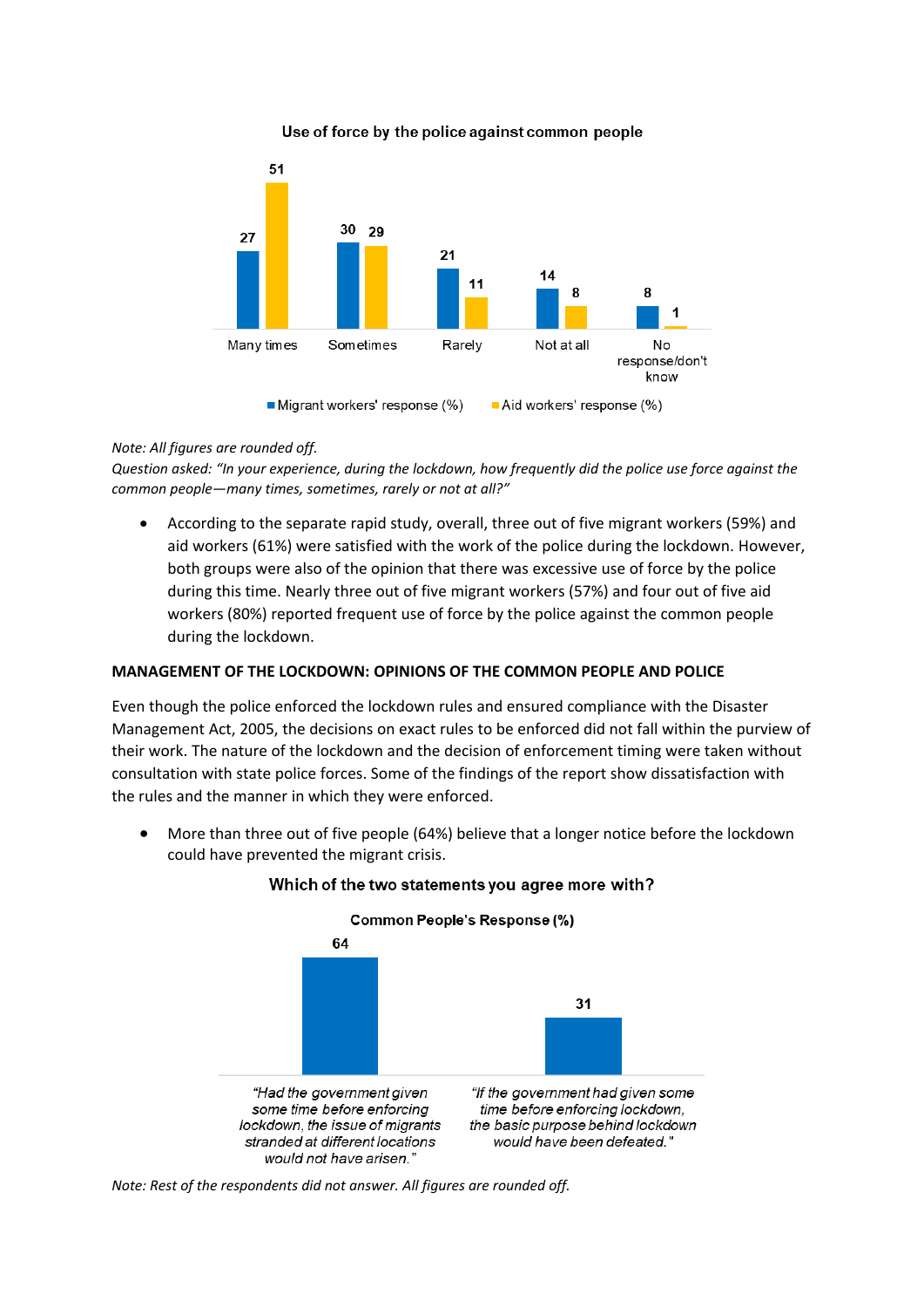**Use of force by the police against common people**

| | Many times | Sometimes | Rarely | Not at all | No response/don't know |
|---|---|---|---|---|---|
| Migrant workers' response (%) | 27 | 30 | 21 | 14 | 8 |
| Aid workers' response (%) | 51 | 29 | 11 | 8 | 1 |

*Note: All figures are rounded off.*
*Question asked: "In your experience, during the lockdown, how frequently did the police use force against the common people—many times, sometimes, rarely or not at all?"*

- According to the separate rapid study, overall, three out of five migrant workers (59%) and aid workers (61%) were satisfied with the work of the police during the lockdown. However, both groups were also of the opinion that there was excessive use of force by the police during this time. Nearly three out of five migrant workers (57%) and four out of five aid workers (80%) reported frequent use of force by the police against the common people during the lockdown.

## MANAGEMENT OF THE LOCKDOWN: OPINIONS OF THE COMMON PEOPLE AND POLICE

Even though the police enforced the lockdown rules and ensured compliance with the Disaster Management Act, 2005, the decisions on exact rules to be enforced did not fall within the purview of their work. The nature of the lockdown and the decision of enforcement timing were taken without consultation with state police forces. Some of the findings of the report show dissatisfaction with the rules and the manner in which they were enforced.

- More than three out of five people (64%) believe that a longer notice before the lockdown could have prevented the migrant crisis.

**Which of the two statements you agree more with?**

**Common People's Response (%)**

| Statement | Common People's Response (%) |
|---|---|
| *"Had the government given some time before enforcing lockdown, the issue of migrants stranded at different locations would not have arisen."* | 64 |
| *"If the government had given some time before enforcing lockdown, the basic purpose behind lockdown would have been defeated."* | 31 |

*Note: Rest of the respondents did not answer. All figures are rounded off.*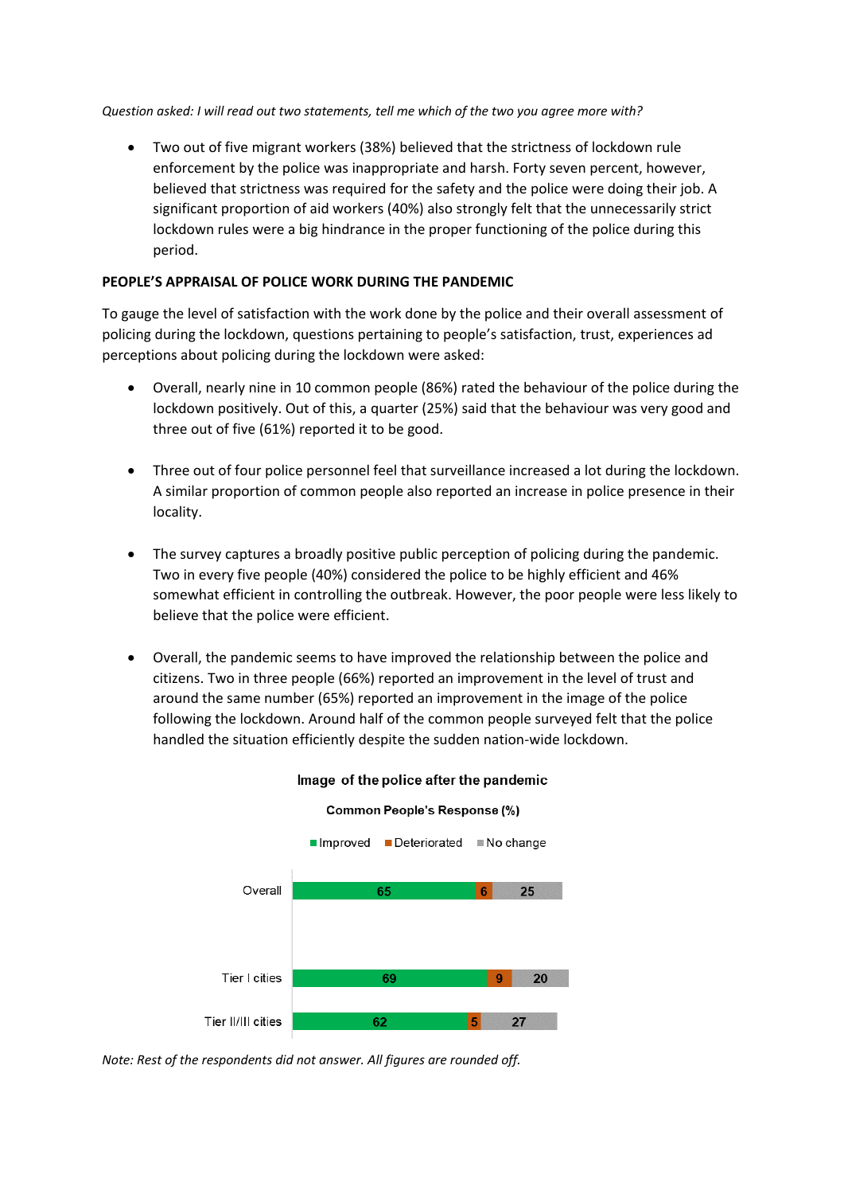*Question asked: I will read out two statements, tell me which of the two you agree more with?*

- Two out of five migrant workers (38%) believed that the strictness of lockdown rule enforcement by the police was inappropriate and harsh. Forty seven percent, however, believed that strictness was required for the safety and the police were doing their job. A significant proportion of aid workers (40%) also strongly felt that the unnecessarily strict lockdown rules were a big hindrance in the proper functioning of the police during this period.

**PEOPLE'S APPRAISAL OF POLICE WORK DURING THE PANDEMIC**

To gauge the level of satisfaction with the work done by the police and their overall assessment of policing during the lockdown, questions pertaining to people's satisfaction, trust, experiences ad perceptions about policing during the lockdown were asked:

- Overall, nearly nine in 10 common people (86%) rated the behaviour of the police during the lockdown positively. Out of this, a quarter (25%) said that the behaviour was very good and three out of five (61%) reported it to be good.

- Three out of four police personnel feel that surveillance increased a lot during the lockdown. A similar proportion of common people also reported an increase in police presence in their locality.

- The survey captures a broadly positive public perception of policing during the pandemic. Two in every five people (40%) considered the police to be highly efficient and 46% somewhat efficient in controlling the outbreak. However, the poor people were less likely to believe that the police were efficient.

- Overall, the pandemic seems to have improved the relationship between the police and citizens. Two in three people (66%) reported an improvement in the level of trust and around the same number (65%) reported an improvement in the image of the police following the lockdown. Around half of the common people surveyed felt that the police handled the situation efficiently despite the sudden nation-wide lockdown.

**Image of the police after the pandemic**

**Common People's Response (%)**

| | Improved | Deteriorated | No change |
|---|---|---|---|
| Overall | 65 | 6 | 25 |
| Tier I cities | 69 | 9 | 20 |
| Tier II/III cities | 62 | 5 | 27 |

*Note: Rest of the respondents did not answer. All figures are rounded off.*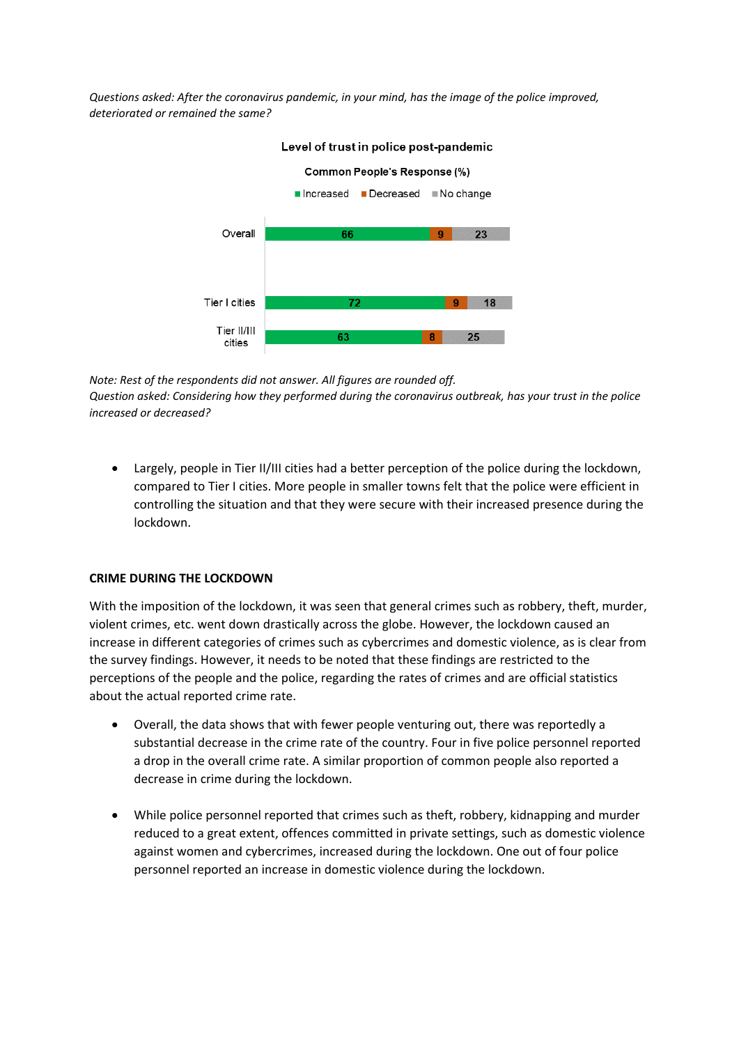*Questions asked: After the coronavirus pandemic, in your mind, has the image of the police improved, deteriorated or remained the same?*

**Level of trust in police post-pandemic**

**Common People's Response (%)**

| | Increased | Decreased | No change |
|---|---|---|---|
| Overall | 66 | 9 | 23 |
| Tier I cities | 72 | 9 | 18 |
| Tier II/III cities | 63 | 8 | 25 |

*Note: Rest of the respondents did not answer. All figures are rounded off.*
*Question asked: Considering how they performed during the coronavirus outbreak, has your trust in the police increased or decreased?*

- Largely, people in Tier II/III cities had a better perception of the police during the lockdown, compared to Tier I cities. More people in smaller towns felt that the police were efficient in controlling the situation and that they were secure with their increased presence during the lockdown.

**CRIME DURING THE LOCKDOWN**

With the imposition of the lockdown, it was seen that general crimes such as robbery, theft, murder, violent crimes, etc. went down drastically across the globe. However, the lockdown caused an increase in different categories of crimes such as cybercrimes and domestic violence, as is clear from the survey findings. However, it needs to be noted that these findings are restricted to the perceptions of the people and the police, regarding the rates of crimes and are official statistics about the actual reported crime rate.

- Overall, the data shows that with fewer people venturing out, there was reportedly a substantial decrease in the crime rate of the country. Four in five police personnel reported a drop in the overall crime rate. A similar proportion of common people also reported a decrease in crime during the lockdown.

- While police personnel reported that crimes such as theft, robbery, kidnapping and murder reduced to a great extent, offences committed in private settings, such as domestic violence against women and cybercrimes, increased during the lockdown. One out of four police personnel reported an increase in domestic violence during the lockdown.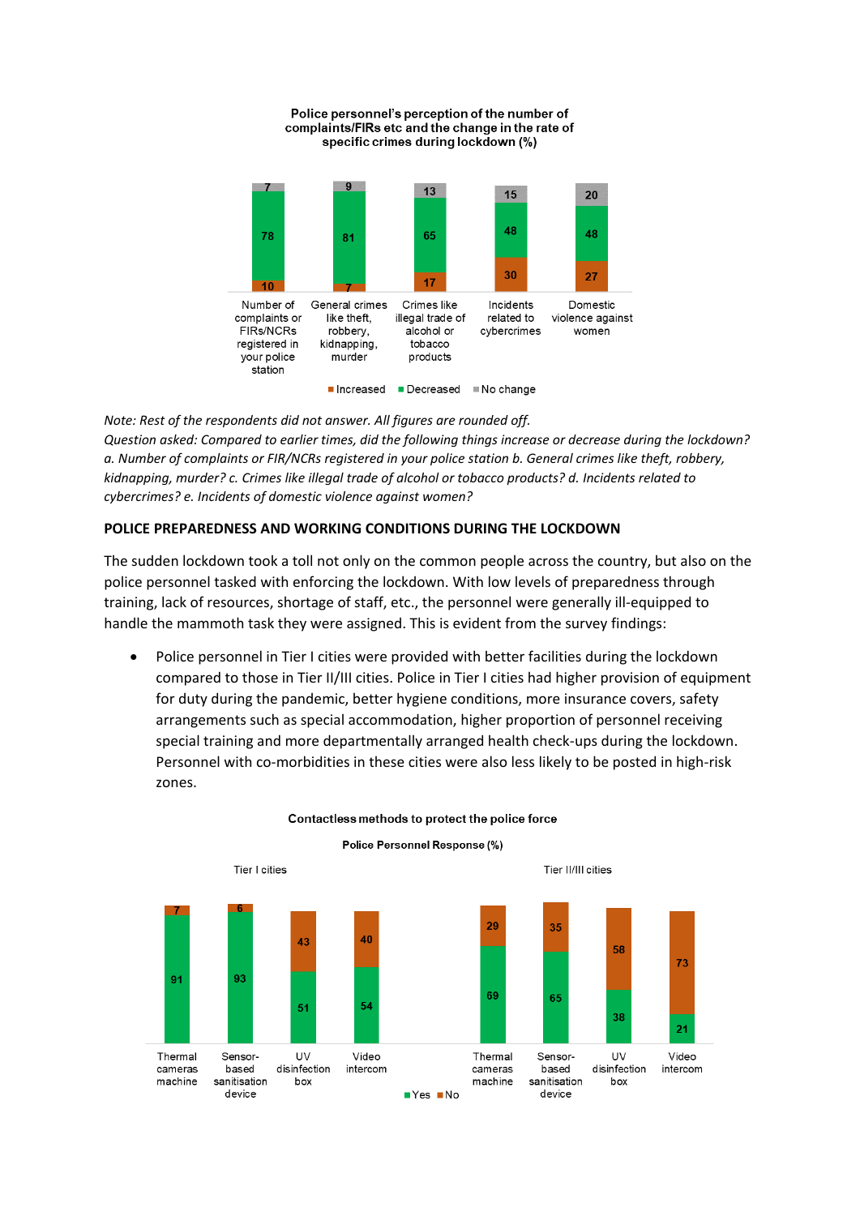**Police personnel's perception of the number of complaints/FIRs etc and the change in the rate of specific crimes during lockdown (%)**

| | Increased | Decreased | No change |
|---|---|---|---|
| Number of complaints or FIRs/NCRs registered in your police station | 10 | 78 | 7 |
| General crimes like theft, robbery, kidnapping, murder | 7 | 81 | 9 |
| Crimes like illegal trade of alcohol or tobacco products | 17 | 65 | 13 |
| Incidents related to cybercrimes | 30 | 48 | 15 |
| Domestic violence against women | 27 | 48 | 20 |

*Note: Rest of the respondents did not answer. All figures are rounded off.*
*Question asked: Compared to earlier times, did the following things increase or decrease during the lockdown? a. Number of complaints or FIR/NCRs registered in your police station b. General crimes like theft, robbery, kidnapping, murder? c. Crimes like illegal trade of alcohol or tobacco products? d. Incidents related to cybercrimes? e. Incidents of domestic violence against women?*

## POLICE PREPAREDNESS AND WORKING CONDITIONS DURING THE LOCKDOWN

The sudden lockdown took a toll not only on the common people across the country, but also on the police personnel tasked with enforcing the lockdown. With low levels of preparedness through training, lack of resources, shortage of staff, etc., the personnel were generally ill-equipped to handle the mammoth task they were assigned. This is evident from the survey findings:

- Police personnel in Tier I cities were provided with better facilities during the lockdown compared to those in Tier II/III cities. Police in Tier I cities had higher provision of equipment for duty during the pandemic, better hygiene conditions, more insurance covers, safety arrangements such as special accommodation, higher proportion of personnel receiving special training and more departmentally arranged health check-ups during the lockdown. Personnel with co-morbidities in these cities were also less likely to be posted in high-risk zones.

**Contactless methods to protect the police force**

**Police Personnel Response (%)**

| | Tier I cities: Yes | Tier I cities: No | Tier II/III cities: Yes | Tier II/III cities: No |
|---|---|---|---|---|
| Thermal cameras machine | 91 | 7 | 69 | 29 |
| Sensor-based sanitisation device | 93 | 6 | 65 | 35 |
| UV disinfection box | 51 | 43 | 38 | 58 |
| Video intercom | 54 | 40 | 21 | 73 |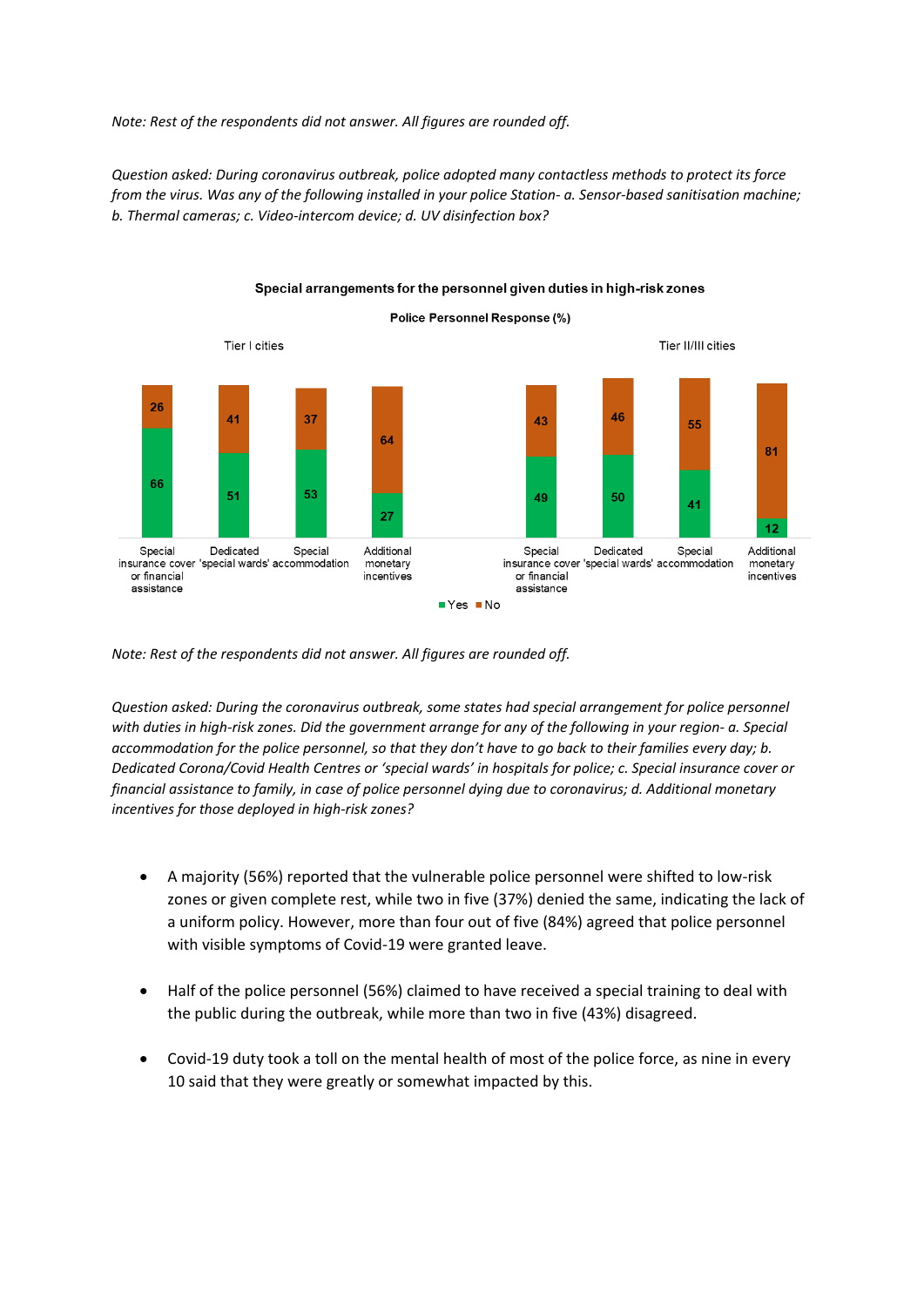*Note: Rest of the respondents did not answer. All figures are rounded off.*

*Question asked: During coronavirus outbreak, police adopted many contactless methods to protect its force from the virus. Was any of the following installed in your police Station- a. Sensor-based sanitisation machine; b. Thermal cameras; c. Video-intercom device; d. UV disinfection box?*

**Special arrangements for the personnel given duties in high-risk zones**

**Police Personnel Response (%)**

| | Tier I cities | | Tier II/III cities | |
|---|---|---|---|---|
| | Yes | No | Yes | No |
| Special insurance cover or financial assistance | 66 | 26 | 49 | 43 |
| Dedicated 'special wards' | 51 | 41 | 50 | 46 |
| Special accommodation | 53 | 37 | 41 | 55 |
| Additional monetary incentives | 27 | 64 | 12 | 81 |

*Note: Rest of the respondents did not answer. All figures are rounded off.*

*Question asked: During the coronavirus outbreak, some states had special arrangement for police personnel with duties in high-risk zones. Did the government arrange for any of the following in your region- a. Special accommodation for the police personnel, so that they don't have to go back to their families every day; b. Dedicated Corona/Covid Health Centres or 'special wards' in hospitals for police; c. Special insurance cover or financial assistance to family, in case of police personnel dying due to coronavirus; d. Additional monetary incentives for those deployed in high-risk zones?*

- A majority (56%) reported that the vulnerable police personnel were shifted to low-risk zones or given complete rest, while two in five (37%) denied the same, indicating the lack of a uniform policy. However, more than four out of five (84%) agreed that police personnel with visible symptoms of Covid-19 were granted leave.
- Half of the police personnel (56%) claimed to have received a special training to deal with the public during the outbreak, while more than two in five (43%) disagreed.
- Covid-19 duty took a toll on the mental health of most of the police force, as nine in every 10 said that they were greatly or somewhat impacted by this.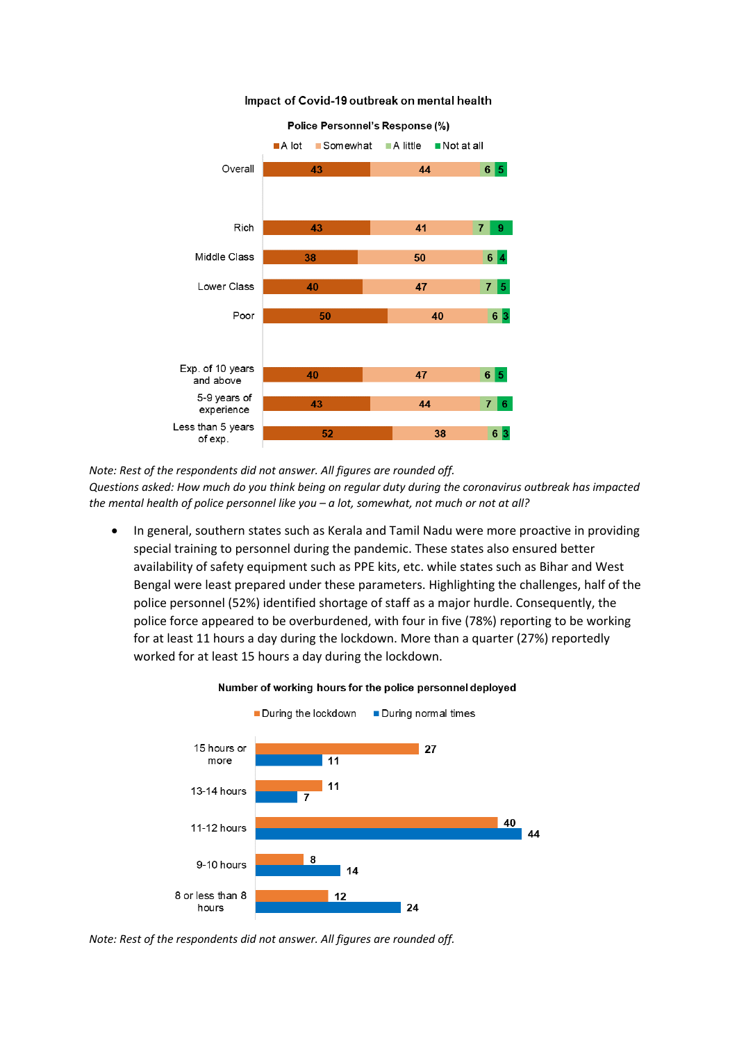**Impact of Covid-19 outbreak on mental health**

**Police Personnel's Response (%)**

| | A lot | Somewhat | A little | Not at all |
|---|---|---|---|---|
| Overall | 43 | 44 | 6 | 5 |
| Rich | 43 | 41 | 7 | 9 |
| Middle Class | 38 | 50 | 6 | 4 |
| Lower Class | 40 | 47 | 7 | 5 |
| Poor | 50 | 40 | 6 | 3 |
| Exp. of 10 years and above | 40 | 47 | 6 | 5 |
| 5-9 years of experience | 43 | 44 | 7 | 6 |
| Less than 5 years of exp. | 52 | 38 | 6 | 3 |

*Note: Rest of the respondents did not answer. All figures are rounded off.*
*Questions asked: How much do you think being on regular duty during the coronavirus outbreak has impacted the mental health of police personnel like you – a lot, somewhat, not much or not at all?*

- In general, southern states such as Kerala and Tamil Nadu were more proactive in providing special training to personnel during the pandemic. These states also ensured better availability of safety equipment such as PPE kits, etc. while states such as Bihar and West Bengal were least prepared under these parameters. Highlighting the challenges, half of the police personnel (52%) identified shortage of staff as a major hurdle. Consequently, the police force appeared to be overburdened, with four in five (78%) reporting to be working for at least 11 hours a day during the lockdown. More than a quarter (27%) reportedly worked for at least 15 hours a day during the lockdown.

**Number of working hours for the police personnel deployed**

| | During the lockdown | During normal times |
|---|---|---|
| 15 hours or more | 27 | 11 |
| 13-14 hours | 11 | 7 |
| 11-12 hours | 40 | 44 |
| 9-10 hours | 8 | 14 |
| 8 or less than 8 hours | 12 | 24 |

*Note: Rest of the respondents did not answer. All figures are rounded off.*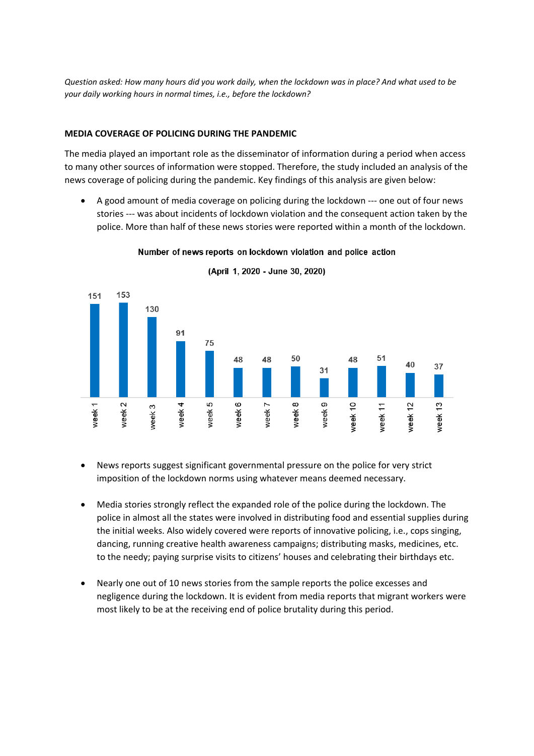*Question asked: How many hours did you work daily, when the lockdown was in place? And what used to be your daily working hours in normal times, i.e., before the lockdown?*

**MEDIA COVERAGE OF POLICING DURING THE PANDEMIC**

The media played an important role as the disseminator of information during a period when access to many other sources of information were stopped. Therefore, the study included an analysis of the news coverage of policing during the pandemic. Key findings of this analysis are given below:

- A good amount of media coverage on policing during the lockdown --- one out of four news stories --- was about incidents of lockdown violation and the consequent action taken by the police. More than half of these news stories were reported within a month of the lockdown.

**Number of news reports on lockdown violation and police action**

**(April 1, 2020 - June 30, 2020)**

| Week | Number of news reports |
|---|---|
| week 1 | 151 |
| week 2 | 153 |
| week 3 | 130 |
| week 4 | 91 |
| week 5 | 75 |
| week 6 | 48 |
| week 7 | 48 |
| week 8 | 50 |
| week 9 | 31 |
| week 10 | 48 |
| week 11 | 51 |
| week 12 | 40 |
| week 13 | 37 |

- News reports suggest significant governmental pressure on the police for very strict imposition of the lockdown norms using whatever means deemed necessary.

- Media stories strongly reflect the expanded role of the police during the lockdown. The police in almost all the states were involved in distributing food and essential supplies during the initial weeks. Also widely covered were reports of innovative policing, i.e., cops singing, dancing, running creative health awareness campaigns; distributing masks, medicines, etc. to the needy; paying surprise visits to citizens' houses and celebrating their birthdays etc.

- Nearly one out of 10 news stories from the sample reports the police excesses and negligence during the lockdown. It is evident from media reports that migrant workers were most likely to be at the receiving end of police brutality during this period.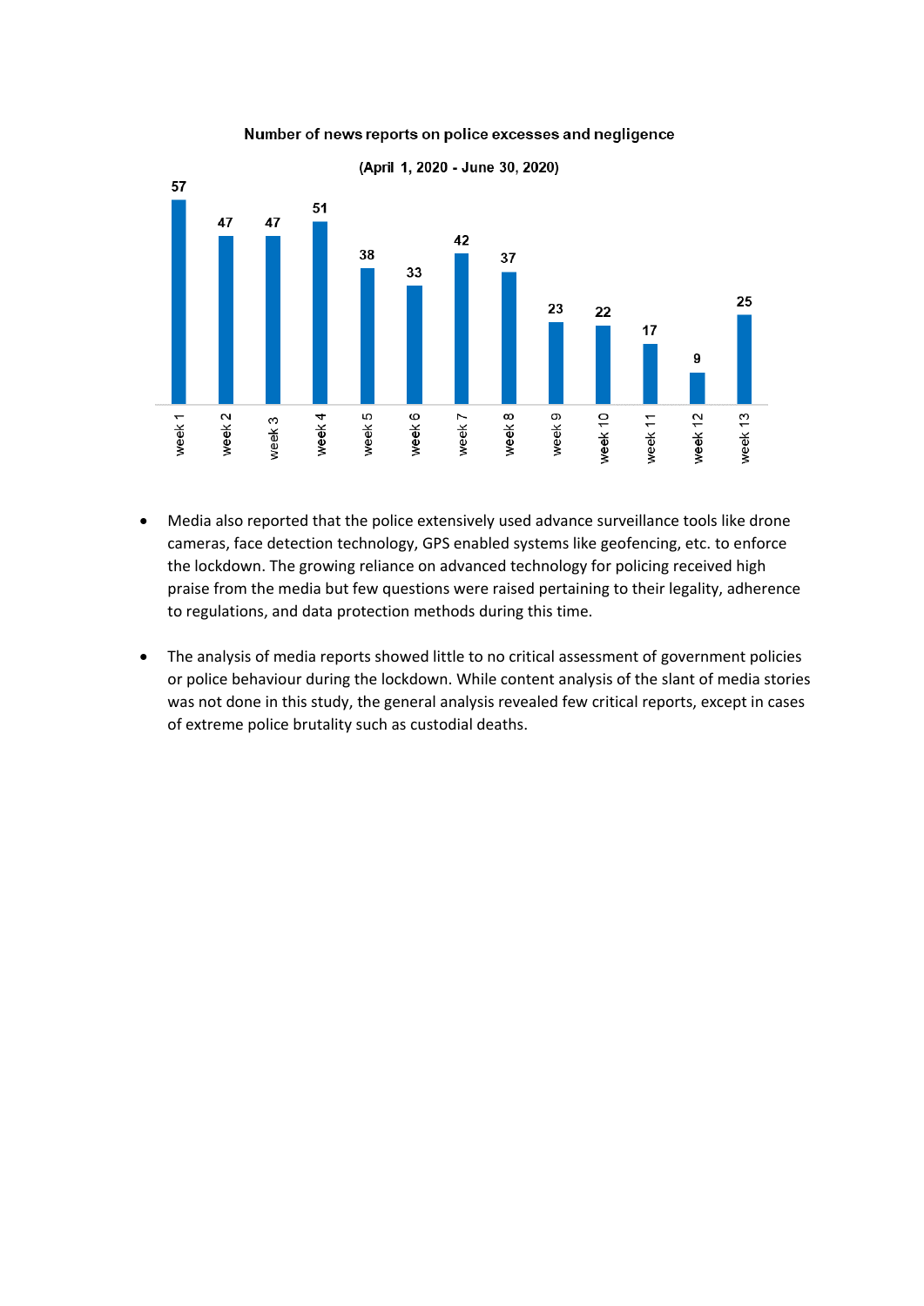Number of news reports on police excesses and negligence

(April 1, 2020 - June 30, 2020)

57
47
47
51
38
33
42
37
23
22
17
9
25

week 1
week 2
week 3
week 4
week 5
week 6
week 7
week 8
week 9
week 10
week 11
week 12
week 13

- Media also reported that the police extensively used advance surveillance tools like drone cameras, face detection technology, GPS enabled systems like geofencing, etc. to enforce the lockdown. The growing reliance on advanced technology for policing received high praise from the media but few questions were raised pertaining to their legality, adherence to regulations, and data protection methods during this time.

- The analysis of media reports showed little to no critical assessment of government policies or police behaviour during the lockdown. While content analysis of the slant of media stories was not done in this study, the general analysis revealed few critical reports, except in cases of extreme police brutality such as custodial deaths.